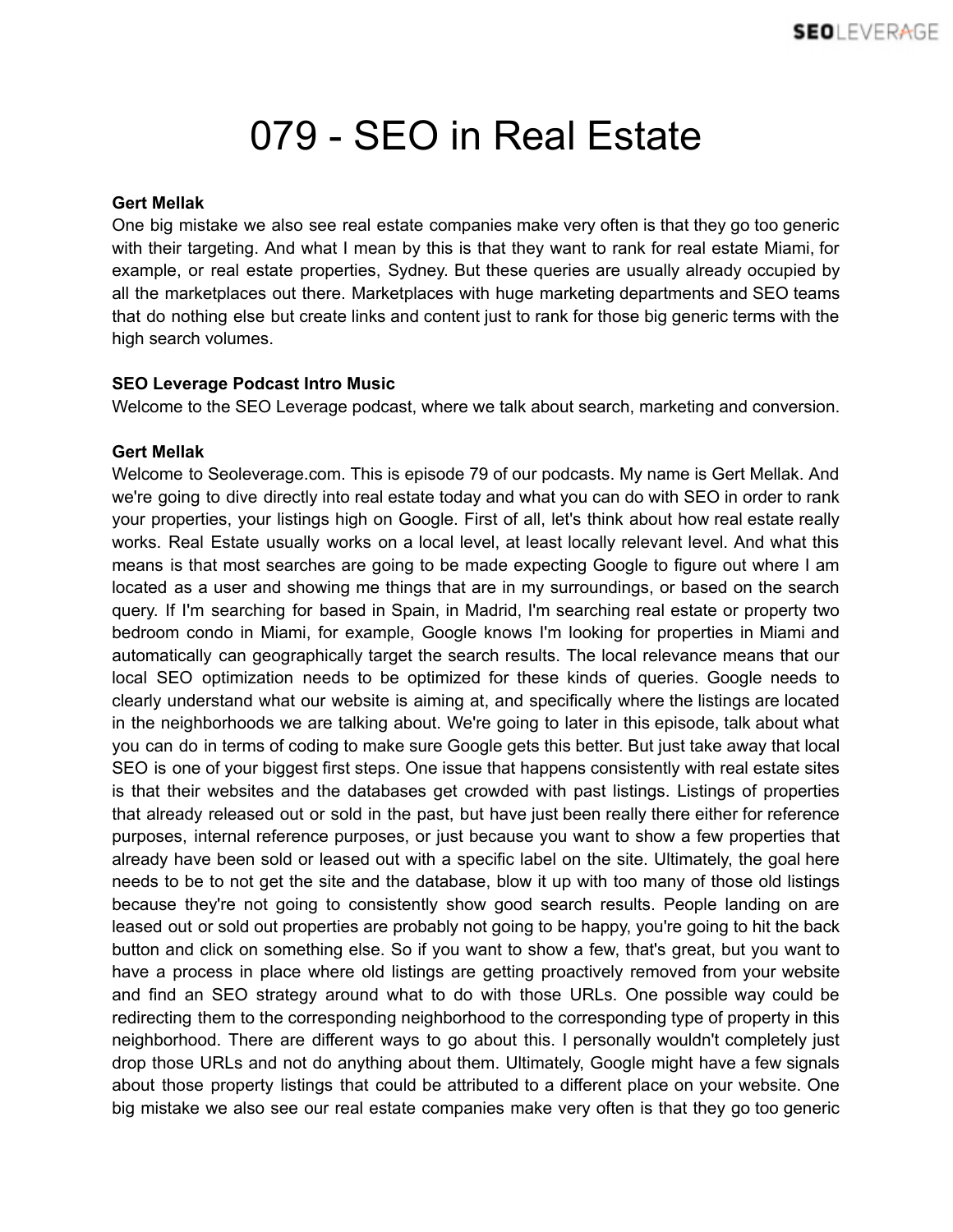# 079 - SEO in Real Estate

**Gert Mellak**
One big mistake we also see real estate companies make very often is that they go too generic with their targeting. And what I mean by this is that they want to rank for real estate Miami, for example, or real estate properties, Sydney. But these queries are usually already occupied by all the marketplaces out there. Marketplaces with huge marketing departments and SEO teams that do nothing else but create links and content just to rank for those big generic terms with the high search volumes.

**SEO Leverage Podcast Intro Music**
Welcome to the SEO Leverage podcast, where we talk about search, marketing and conversion.

**Gert Mellak**
Welcome to Seoleverage.com. This is episode 79 of our podcasts. My name is Gert Mellak. And we're going to dive directly into real estate today and what you can do with SEO in order to rank your properties, your listings high on Google. First of all, let's think about how real estate really works. Real Estate usually works on a local level, at least locally relevant level. And what this means is that most searches are going to be made expecting Google to figure out where I am located as a user and showing me things that are in my surroundings, or based on the search query. If I'm searching for based in Spain, in Madrid, I'm searching real estate or property two bedroom condo in Miami, for example, Google knows I'm looking for properties in Miami and automatically can geographically target the search results. The local relevance means that our local SEO optimization needs to be optimized for these kinds of queries. Google needs to clearly understand what our website is aiming at, and specifically where the listings are located in the neighborhoods we are talking about. We're going to later in this episode, talk about what you can do in terms of coding to make sure Google gets this better. But just take away that local SEO is one of your biggest first steps. One issue that happens consistently with real estate sites is that their websites and the databases get crowded with past listings. Listings of properties that already released out or sold in the past, but have just been really there either for reference purposes, internal reference purposes, or just because you want to show a few properties that already have been sold or leased out with a specific label on the site. Ultimately, the goal here needs to be to not get the site and the database, blow it up with too many of those old listings because they're not going to consistently show good search results. People landing on are leased out or sold out properties are probably not going to be happy, you're going to hit the back button and click on something else. So if you want to show a few, that's great, but you want to have a process in place where old listings are getting proactively removed from your website and find an SEO strategy around what to do with those URLs. One possible way could be redirecting them to the corresponding neighborhood to the corresponding type of property in this neighborhood. There are different ways to go about this. I personally wouldn't completely just drop those URLs and not do anything about them. Ultimately, Google might have a few signals about those property listings that could be attributed to a different place on your website. One big mistake we also see our real estate companies make very often is that they go too generic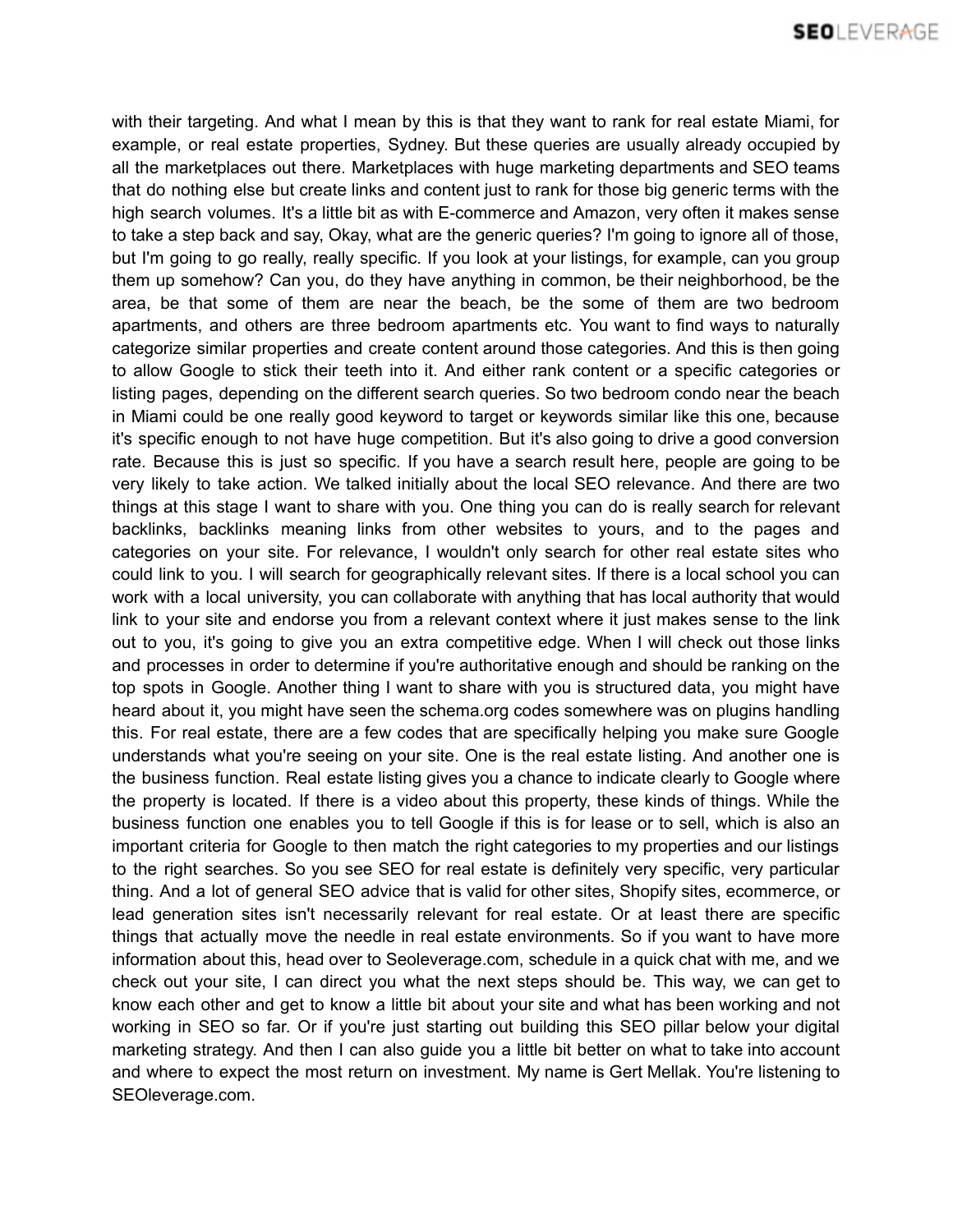with their targeting. And what I mean by this is that they want to rank for real estate Miami, for example, or real estate properties, Sydney. But these queries are usually already occupied by all the marketplaces out there. Marketplaces with huge marketing departments and SEO teams that do nothing else but create links and content just to rank for those big generic terms with the high search volumes. It's a little bit as with E-commerce and Amazon, very often it makes sense to take a step back and say, Okay, what are the generic queries? I'm going to ignore all of those, but I'm going to go really, really specific. If you look at your listings, for example, can you group them up somehow? Can you, do they have anything in common, be their neighborhood, be the area, be that some of them are near the beach, be the some of them are two bedroom apartments, and others are three bedroom apartments etc. You want to find ways to naturally categorize similar properties and create content around those categories. And this is then going to allow Google to stick their teeth into it. And either rank content or a specific categories or listing pages, depending on the different search queries. So two bedroom condo near the beach in Miami could be one really good keyword to target or keywords similar like this one, because it's specific enough to not have huge competition. But it's also going to drive a good conversion rate. Because this is just so specific. If you have a search result here, people are going to be very likely to take action. We talked initially about the local SEO relevance. And there are two things at this stage I want to share with you. One thing you can do is really search for relevant backlinks, backlinks meaning links from other websites to yours, and to the pages and categories on your site. For relevance, I wouldn't only search for other real estate sites who could link to you. I will search for geographically relevant sites. If there is a local school you can work with a local university, you can collaborate with anything that has local authority that would link to your site and endorse you from a relevant context where it just makes sense to the link out to you, it's going to give you an extra competitive edge. When I will check out those links and processes in order to determine if you're authoritative enough and should be ranking on the top spots in Google. Another thing I want to share with you is structured data, you might have heard about it, you might have seen the schema.org codes somewhere was on plugins handling this. For real estate, there are a few codes that are specifically helping you make sure Google understands what you're seeing on your site. One is the real estate listing. And another one is the business function. Real estate listing gives you a chance to indicate clearly to Google where the property is located. If there is a video about this property, these kinds of things. While the business function one enables you to tell Google if this is for lease or to sell, which is also an important criteria for Google to then match the right categories to my properties and our listings to the right searches. So you see SEO for real estate is definitely very specific, very particular thing. And a lot of general SEO advice that is valid for other sites, Shopify sites, ecommerce, or lead generation sites isn't necessarily relevant for real estate. Or at least there are specific things that actually move the needle in real estate environments. So if you want to have more information about this, head over to Seoleverage.com, schedule in a quick chat with me, and we check out your site, I can direct you what the next steps should be. This way, we can get to know each other and get to know a little bit about your site and what has been working and not working in SEO so far. Or if you're just starting out building this SEO pillar below your digital marketing strategy. And then I can also guide you a little bit better on what to take into account and where to expect the most return on investment. My name is Gert Mellak. You're listening to SEOleverage.com.